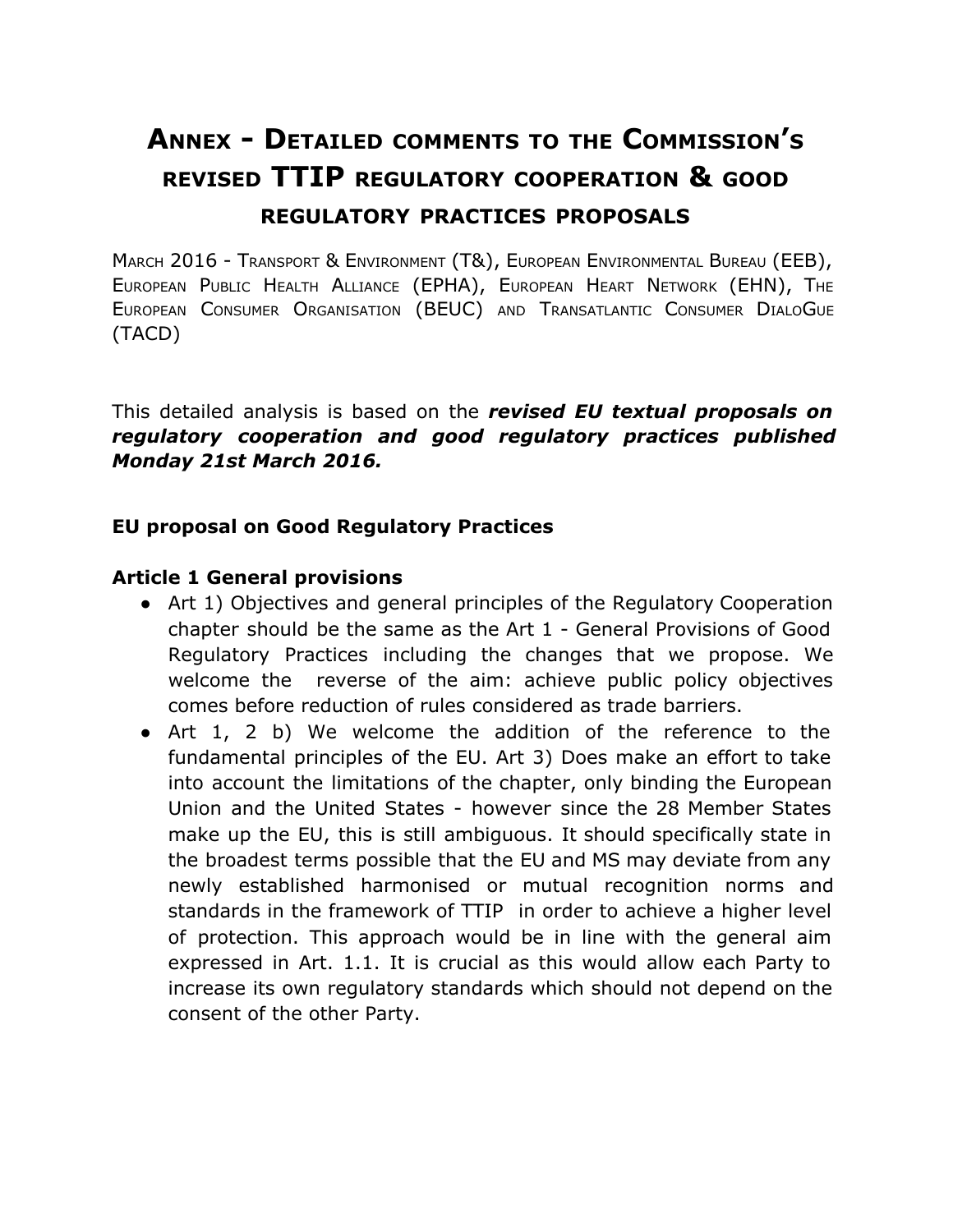# Annex - Detailed comments to the Commission's revised TTIP regulatory cooperation & good regulatory practices proposals

March 2016 - Transport & Environment (T&), European Environmental Bureau (EEB), European Public Health Alliance (EPHA), European Heart Network (EHN), The European Consumer Organisation (BEUC) and Transatlantic Consumer DialoGue (TACD)

This detailed analysis is based on the ***revised EU textual proposals on regulatory cooperation and good regulatory practices published Monday 21st March 2016.***

### EU proposal on Good Regulatory Practices

### Article 1 General provisions

- Art 1) Objectives and general principles of the Regulatory Cooperation chapter should be the same as the Art 1 - General Provisions of Good Regulatory Practices including the changes that we propose. We welcome the reverse of the aim: achieve public policy objectives comes before reduction of rules considered as trade barriers.
- Art 1, 2 b) We welcome the addition of the reference to the fundamental principles of the EU. Art 3) Does make an effort to take into account the limitations of the chapter, only binding the European Union and the United States - however since the 28 Member States make up the EU, this is still ambiguous. It should specifically state in the broadest terms possible that the EU and MS may deviate from any newly established harmonised or mutual recognition norms and standards in the framework of TTIP in order to achieve a higher level of protection. This approach would be in line with the general aim expressed in Art. 1.1. It is crucial as this would allow each Party to increase its own regulatory standards which should not depend on the consent of the other Party.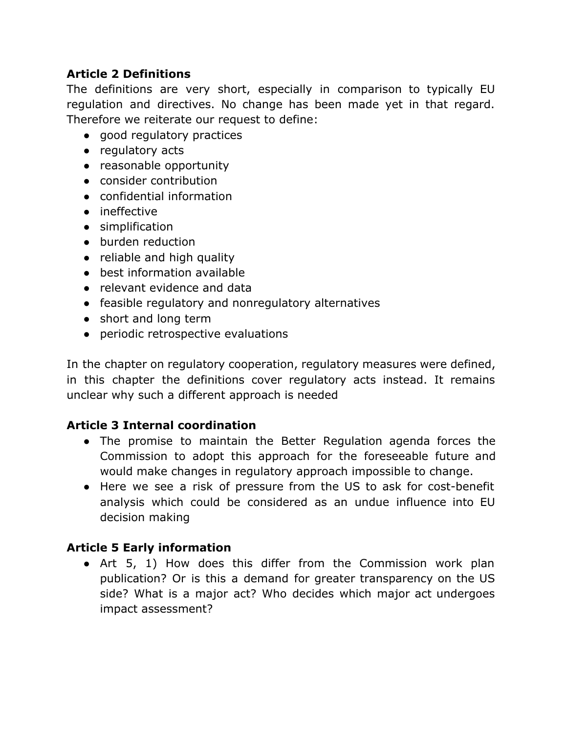**Article 2 Definitions**

The definitions are very short, especially in comparison to typically EU regulation and directives. No change has been made yet in that regard. Therefore we reiterate our request to define:

- good regulatory practices
- regulatory acts
- reasonable opportunity
- consider contribution
- confidential information
- ineffective
- simplification
- burden reduction
- reliable and high quality
- best information available
- relevant evidence and data
- feasible regulatory and nonregulatory alternatives
- short and long term
- periodic retrospective evaluations

In the chapter on regulatory cooperation, regulatory measures were defined, in this chapter the definitions cover regulatory acts instead. It remains unclear why such a different approach is needed

**Article 3 Internal coordination**

- The promise to maintain the Better Regulation agenda forces the Commission to adopt this approach for the foreseeable future and would make changes in regulatory approach impossible to change.
- Here we see a risk of pressure from the US to ask for cost-benefit analysis which could be considered as an undue influence into EU decision making

**Article 5 Early information**

- Art 5, 1) How does this differ from the Commission work plan publication? Or is this a demand for greater transparency on the US side? What is a major act? Who decides which major act undergoes impact assessment?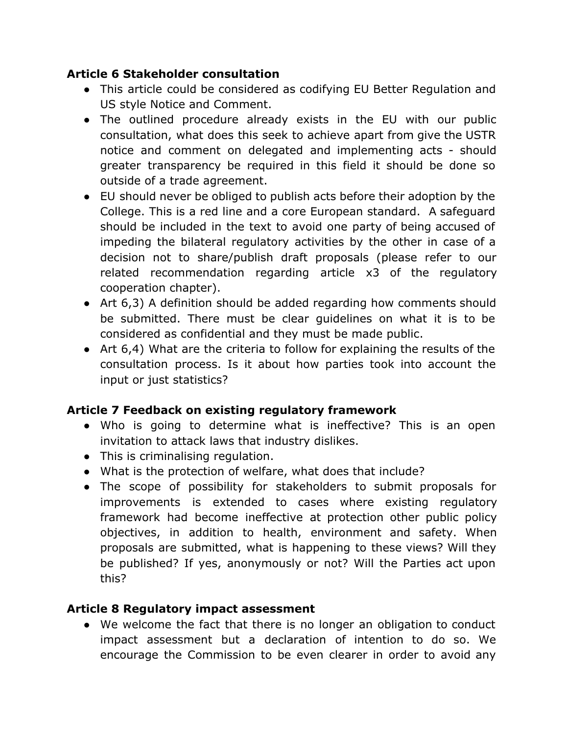**Article 6 Stakeholder consultation**

- This article could be considered as codifying EU Better Regulation and US style Notice and Comment.
- The outlined procedure already exists in the EU with our public consultation, what does this seek to achieve apart from give the USTR notice and comment on delegated and implementing acts - should greater transparency be required in this field it should be done so outside of a trade agreement.
- EU should never be obliged to publish acts before their adoption by the College. This is a red line and a core European standard. A safeguard should be included in the text to avoid one party of being accused of impeding the bilateral regulatory activities by the other in case of a decision not to share/publish draft proposals (please refer to our related recommendation regarding article x3 of the regulatory cooperation chapter).
- Art 6,3) A definition should be added regarding how comments should be submitted. There must be clear guidelines on what it is to be considered as confidential and they must be made public.
- Art 6,4) What are the criteria to follow for explaining the results of the consultation process. Is it about how parties took into account the input or just statistics?

**Article 7 Feedback on existing regulatory framework**

- Who is going to determine what is ineffective? This is an open invitation to attack laws that industry dislikes.
- This is criminalising regulation.
- What is the protection of welfare, what does that include?
- The scope of possibility for stakeholders to submit proposals for improvements is extended to cases where existing regulatory framework had become ineffective at protection other public policy objectives, in addition to health, environment and safety. When proposals are submitted, what is happening to these views? Will they be published? If yes, anonymously or not? Will the Parties act upon this?

**Article 8 Regulatory impact assessment**

- We welcome the fact that there is no longer an obligation to conduct impact assessment but a declaration of intention to do so. We encourage the Commission to be even clearer in order to avoid any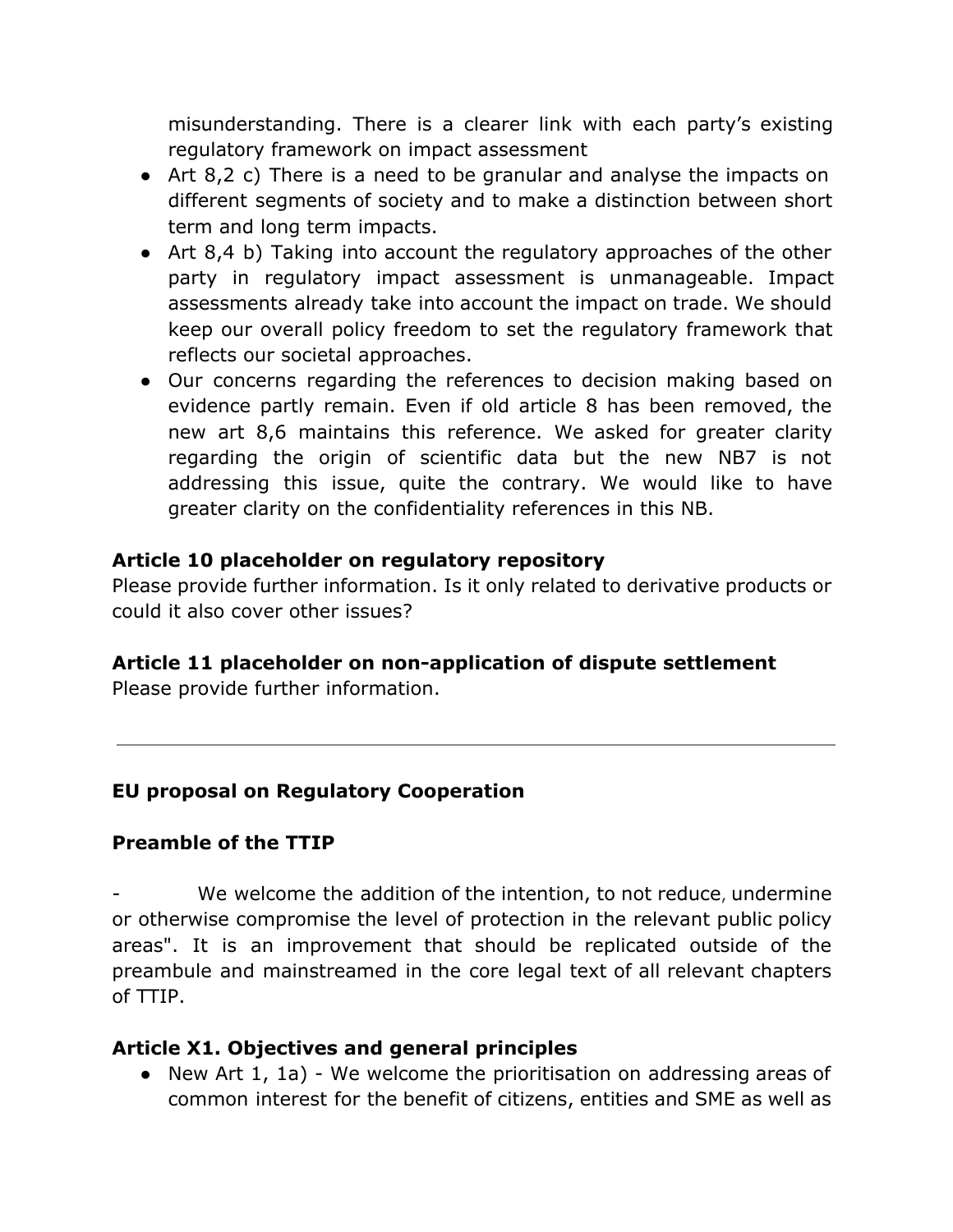misunderstanding. There is a clearer link with each party's existing regulatory framework on impact assessment

- Art 8,2 c) There is a need to be granular and analyse the impacts on different segments of society and to make a distinction between short term and long term impacts.
- Art 8,4 b) Taking into account the regulatory approaches of the other party in regulatory impact assessment is unmanageable. Impact assessments already take into account the impact on trade. We should keep our overall policy freedom to set the regulatory framework that reflects our societal approaches.
- Our concerns regarding the references to decision making based on evidence partly remain. Even if old article 8 has been removed, the new art 8,6 maintains this reference. We asked for greater clarity regarding the origin of scientific data but the new NB7 is not addressing this issue, quite the contrary. We would like to have greater clarity on the confidentiality references in this NB.

**Article 10 placeholder on regulatory repository**

Please provide further information. Is it only related to derivative products or could it also cover other issues?

**Article 11 placeholder on non-application of dispute settlement**

Please provide further information.

---

**EU proposal on Regulatory Cooperation**

**Preamble of the TTIP**

- We welcome the addition of the intention, to not reduce, undermine or otherwise compromise the level of protection in the relevant public policy areas". It is an improvement that should be replicated outside of the preambule and mainstreamed in the core legal text of all relevant chapters of TTIP.

**Article X1. Objectives and general principles**

- New Art 1, 1a) - We welcome the prioritisation on addressing areas of common interest for the benefit of citizens, entities and SME as well as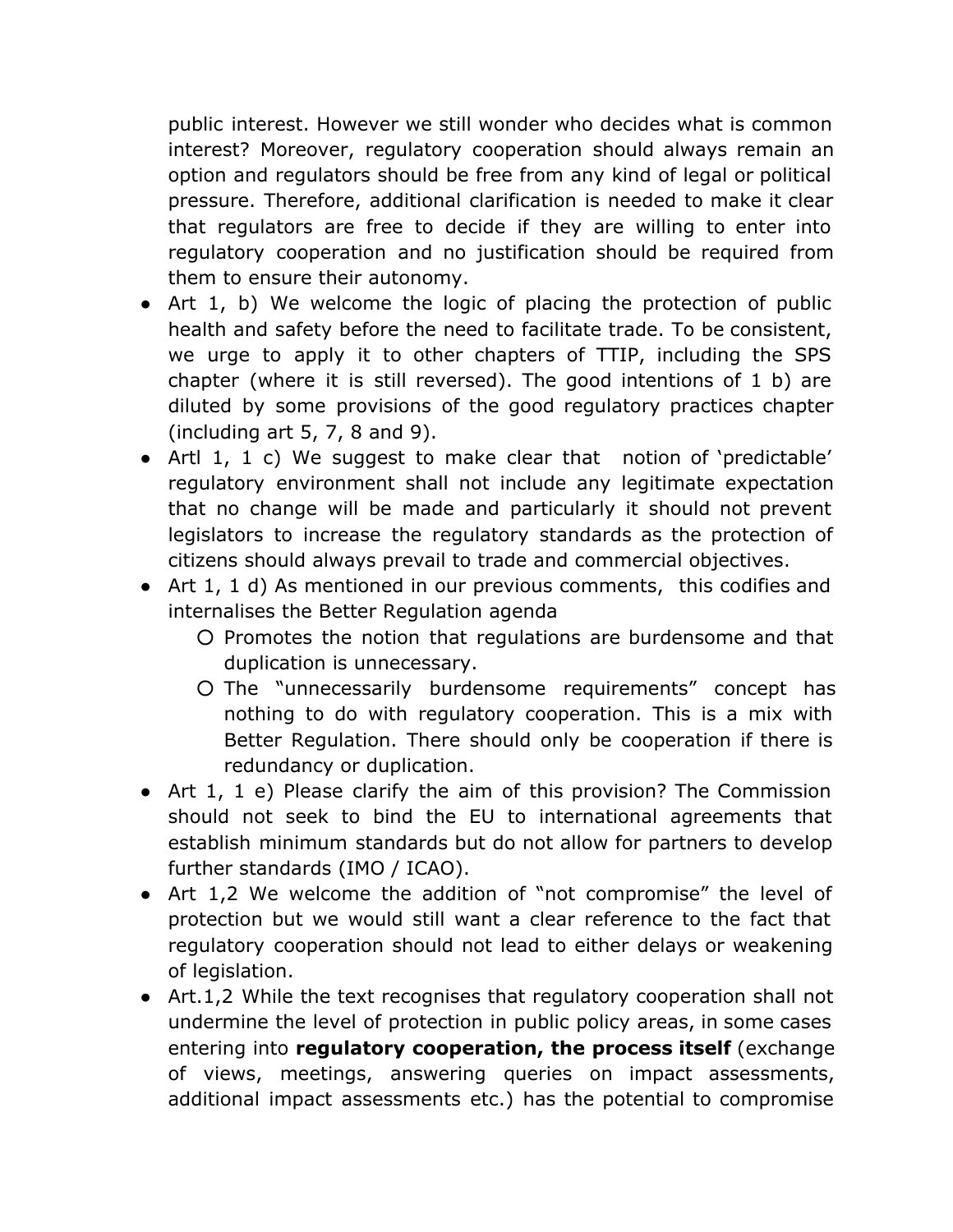public interest. However we still wonder who decides what is common interest? Moreover, regulatory cooperation should always remain an option and regulators should be free from any kind of legal or political pressure. Therefore, additional clarification is needed to make it clear that regulators are free to decide if they are willing to enter into regulatory cooperation and no justification should be required from them to ensure their autonomy.

- Art 1, b) We welcome the logic of placing the protection of public health and safety before the need to facilitate trade. To be consistent, we urge to apply it to other chapters of TTIP, including the SPS chapter (where it is still reversed). The good intentions of 1 b) are diluted by some provisions of the good regulatory practices chapter (including art 5, 7, 8 and 9).
- Artl 1, 1 c) We suggest to make clear that notion of 'predictable' regulatory environment shall not include any legitimate expectation that no change will be made and particularly it should not prevent legislators to increase the regulatory standards as the protection of citizens should always prevail to trade and commercial objectives.
- Art 1, 1 d) As mentioned in our previous comments, this codifies and internalises the Better Regulation agenda
  - Promotes the notion that regulations are burdensome and that duplication is unnecessary.
  - The "unnecessarily burdensome requirements" concept has nothing to do with regulatory cooperation. This is a mix with Better Regulation. There should only be cooperation if there is redundancy or duplication.
- Art 1, 1 e) Please clarify the aim of this provision? The Commission should not seek to bind the EU to international agreements that establish minimum standards but do not allow for partners to develop further standards (IMO / ICAO).
- Art 1,2 We welcome the addition of "not compromise" the level of protection but we would still want a clear reference to the fact that regulatory cooperation should not lead to either delays or weakening of legislation.
- Art.1,2 While the text recognises that regulatory cooperation shall not undermine the level of protection in public policy areas, in some cases entering into **regulatory cooperation, the process itself** (exchange of views, meetings, answering queries on impact assessments, additional impact assessments etc.) has the potential to compromise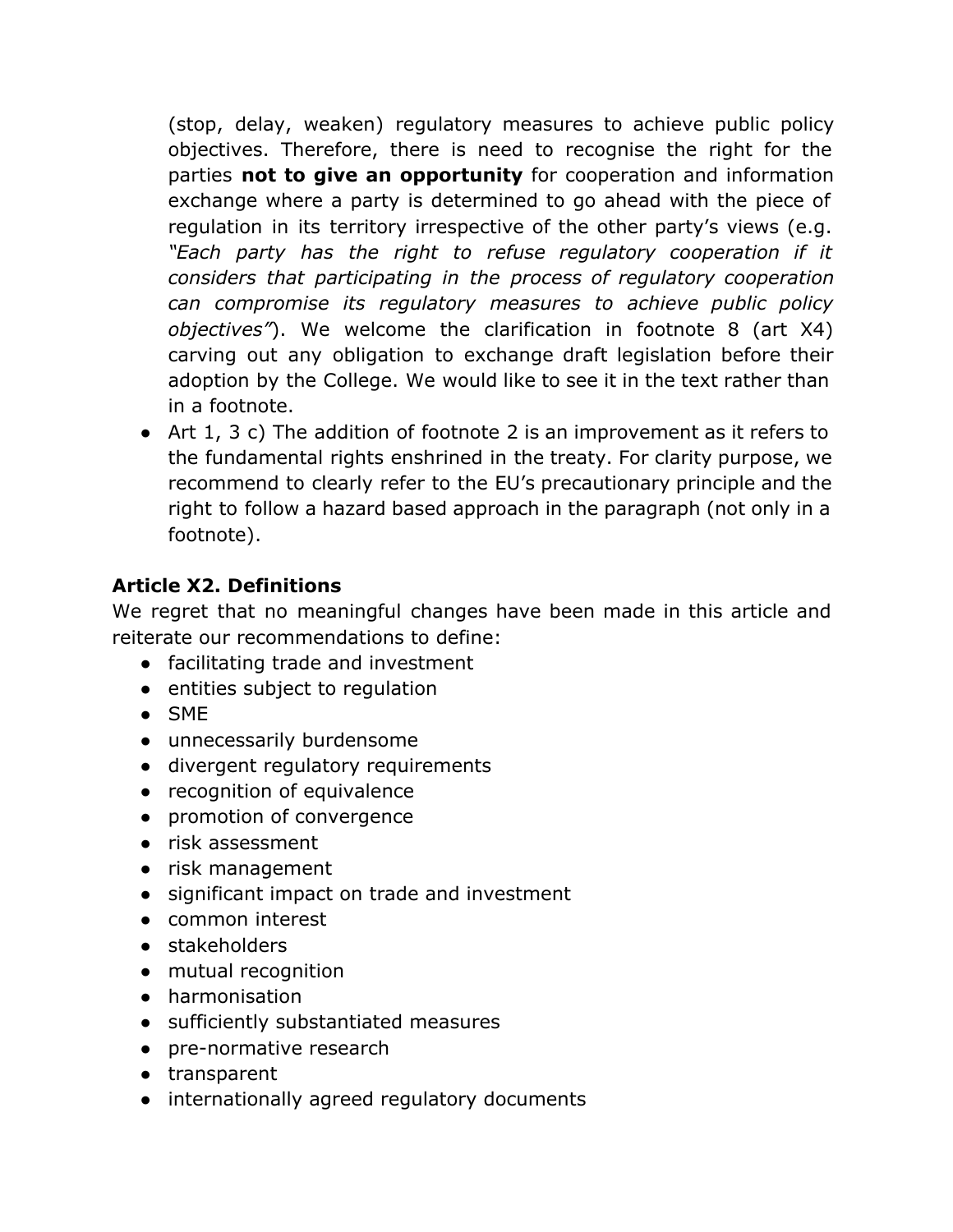(stop, delay, weaken) regulatory measures to achieve public policy objectives. Therefore, there is need to recognise the right for the parties **not to give an opportunity** for cooperation and information exchange where a party is determined to go ahead with the piece of regulation in its territory irrespective of the other party's views (e.g. *"Each party has the right to refuse regulatory cooperation if it considers that participating in the process of regulatory cooperation can compromise its regulatory measures to achieve public policy objectives"*). We welcome the clarification in footnote 8 (art X4) carving out any obligation to exchange draft legislation before their adoption by the College. We would like to see it in the text rather than in a footnote.

- Art 1, 3 c) The addition of footnote 2 is an improvement as it refers to the fundamental rights enshrined in the treaty. For clarity purpose, we recommend to clearly refer to the EU's precautionary principle and the right to follow a hazard based approach in the paragraph (not only in a footnote).

**Article X2. Definitions**

We regret that no meaningful changes have been made in this article and reiterate our recommendations to define:

- facilitating trade and investment
- entities subject to regulation
- SME
- unnecessarily burdensome
- divergent regulatory requirements
- recognition of equivalence
- promotion of convergence
- risk assessment
- risk management
- significant impact on trade and investment
- common interest
- stakeholders
- mutual recognition
- harmonisation
- sufficiently substantiated measures
- pre-normative research
- transparent
- internationally agreed regulatory documents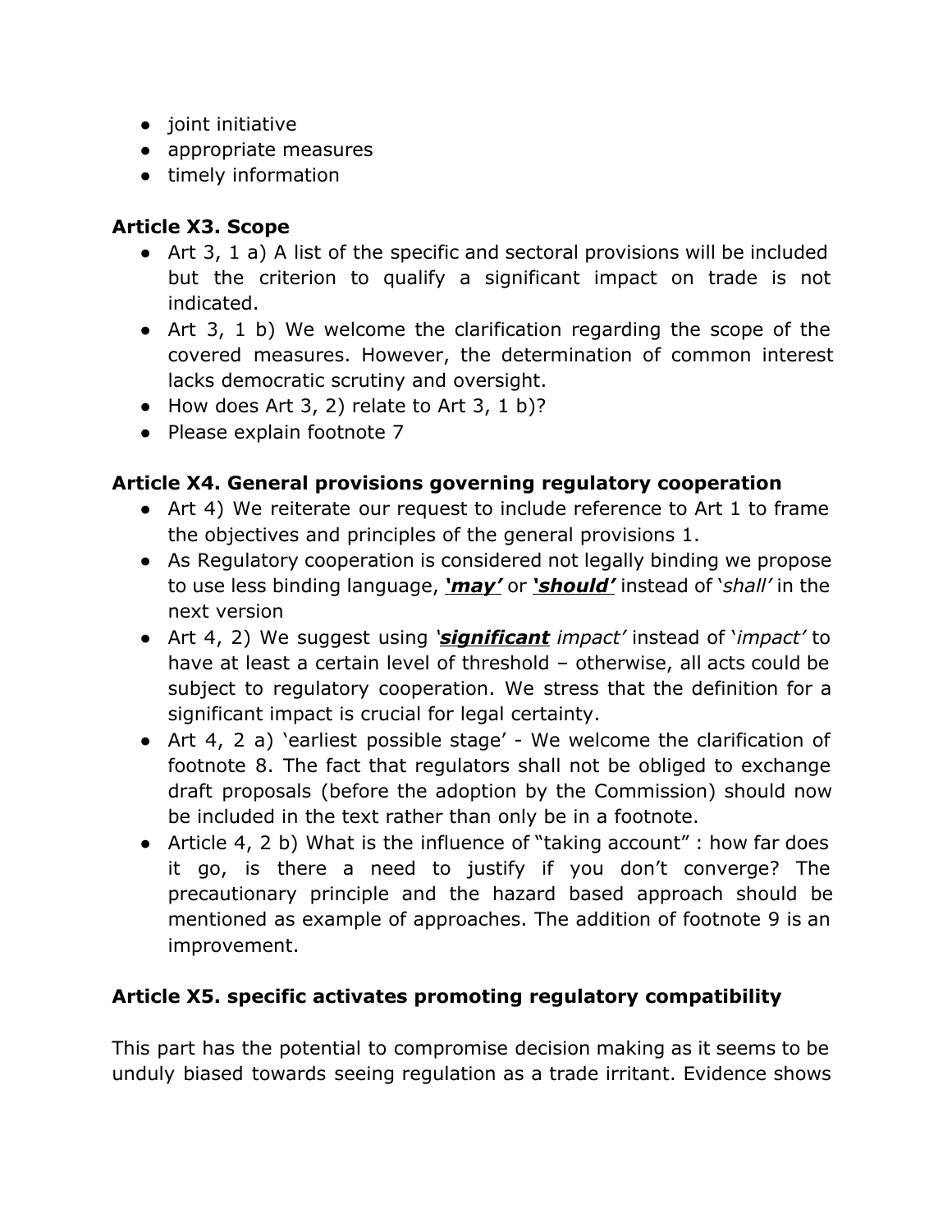- joint initiative
- appropriate measures
- timely information

**Article X3. Scope**

- Art 3, 1 a) A list of the specific and sectoral provisions will be included but the criterion to qualify a significant impact on trade is not indicated.
- Art 3, 1 b) We welcome the clarification regarding the scope of the covered measures. However, the determination of common interest lacks democratic scrutiny and oversight.
- How does Art 3, 2) relate to Art 3, 1 b)?
- Please explain footnote 7

**Article X4. General provisions governing regulatory cooperation**

- Art 4) We reiterate our request to include reference to Art 1 to frame the objectives and principles of the general provisions 1.
- As Regulatory cooperation is considered not legally binding we propose to use less binding language, ***'may'*** or ***'should'*** instead of '*shall'* in the next version
- Art 4, 2) We suggest using '***significant*** *impact'* instead of '*impact'* to have at least a certain level of threshold – otherwise, all acts could be subject to regulatory cooperation. We stress that the definition for a significant impact is crucial for legal certainty.
- Art 4, 2 a) 'earliest possible stage' - We welcome the clarification of footnote 8. The fact that regulators shall not be obliged to exchange draft proposals (before the adoption by the Commission) should now be included in the text rather than only be in a footnote.
- Article 4, 2 b) What is the influence of "taking account" : how far does it go, is there a need to justify if you don't converge? The precautionary principle and the hazard based approach should be mentioned as example of approaches. The addition of footnote 9 is an improvement.

**Article X5. specific activates promoting regulatory compatibility**

This part has the potential to compromise decision making as it seems to be unduly biased towards seeing regulation as a trade irritant. Evidence shows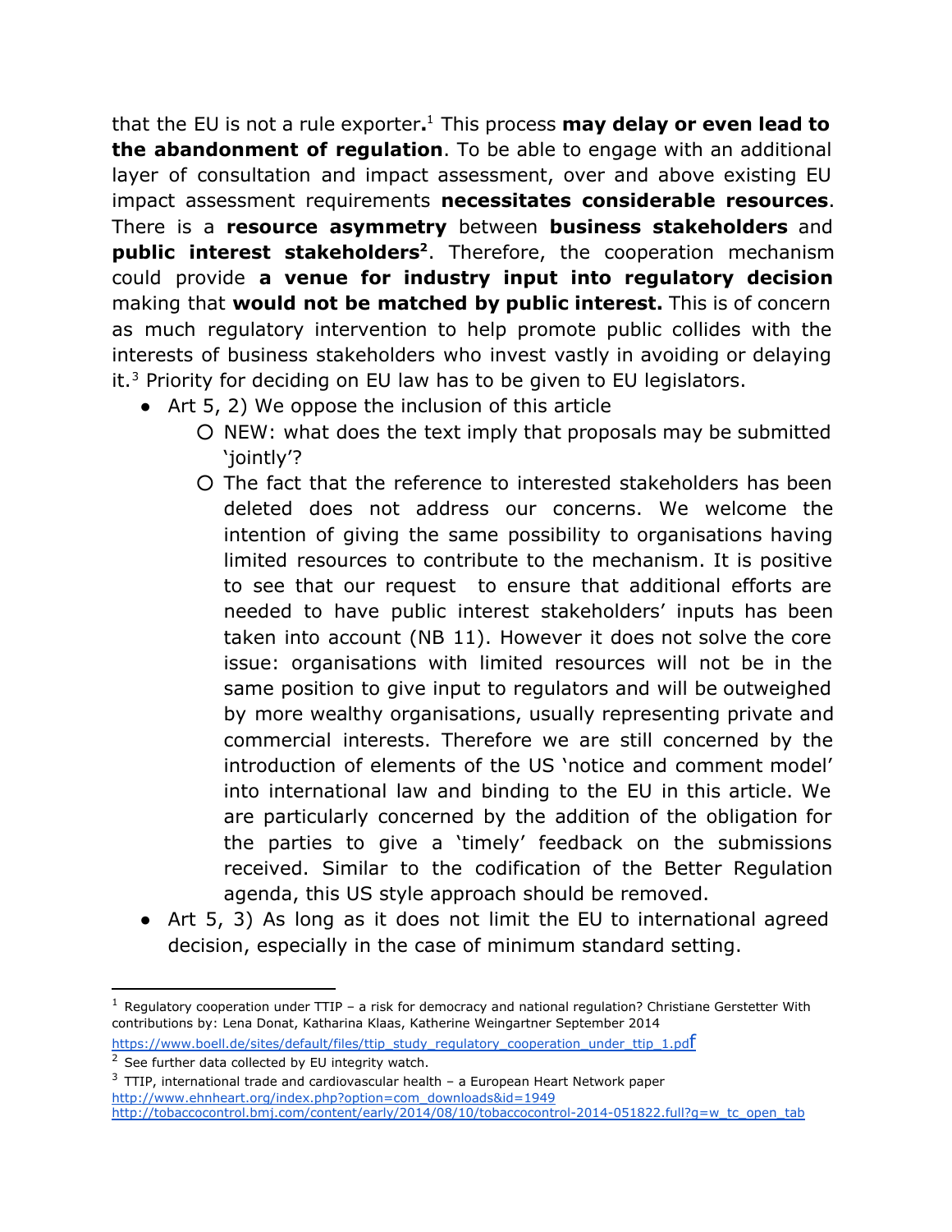that the EU is not a rule exporter**.**[1] This process **may delay or even lead to the abandonment of regulation**. To be able to engage with an additional layer of consultation and impact assessment, over and above existing EU impact assessment requirements **necessitates considerable resources**. There is a **resource asymmetry** between **business stakeholders** and **public interest stakeholders**[2]. Therefore, the cooperation mechanism could provide **a venue for industry input into regulatory decision** making that **would not be matched by public interest.** This is of concern as much regulatory intervention to help promote public collides with the interests of business stakeholders who invest vastly in avoiding or delaying it.[3] Priority for deciding on EU law has to be given to EU legislators.

- Art 5, 2) We oppose the inclusion of this article
    - NEW: what does the text imply that proposals may be submitted 'jointly'?
    - The fact that the reference to interested stakeholders has been deleted does not address our concerns. We welcome the intention of giving the same possibility to organisations having limited resources to contribute to the mechanism. It is positive to see that our request to ensure that additional efforts are needed to have public interest stakeholders' inputs has been taken into account (NB 11). However it does not solve the core issue: organisations with limited resources will not be in the same position to give input to regulators and will be outweighed by more wealthy organisations, usually representing private and commercial interests. Therefore we are still concerned by the introduction of elements of the US 'notice and comment model' into international law and binding to the EU in this article. We are particularly concerned by the addition of the obligation for the parties to give a 'timely' feedback on the submissions received. Similar to the codification of the Better Regulation agenda, this US style approach should be removed.
- Art 5, 3) As long as it does not limit the EU to international agreed decision, especially in the case of minimum standard setting.

---

[1] Regulatory cooperation under TTIP – a risk for democracy and national regulation? Christiane Gerstetter With contributions by: Lena Donat, Katharina Klaas, Katherine Weingartner September 2014 https://www.boell.de/sites/default/files/ttip_study_regulatory_cooperation_under_ttip_1.pdf

[2] See further data collected by EU integrity watch.

[3] TTIP, international trade and cardiovascular health – a European Heart Network paper http://www.ehnheart.org/index.php?option=com_downloads&id=1949 http://tobaccocontrol.bmj.com/content/early/2014/08/10/tobaccocontrol-2014-051822.full?g=w_tc_open_tab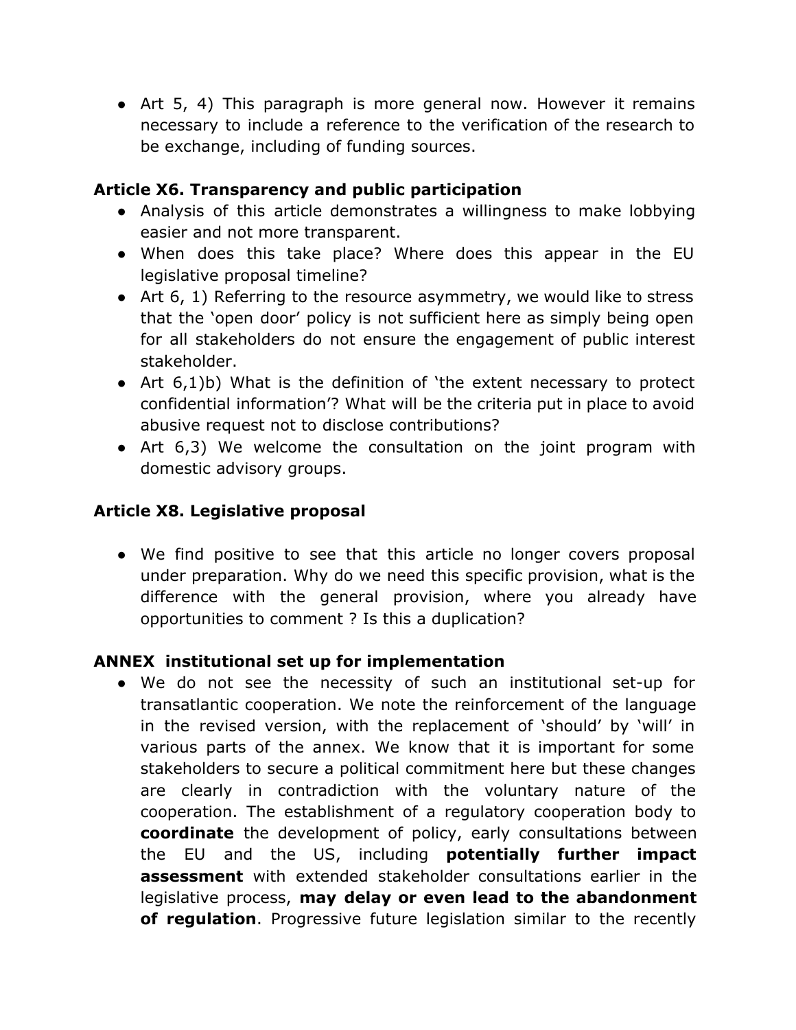- Art 5, 4) This paragraph is more general now. However it remains necessary to include a reference to the verification of the research to be exchange, including of funding sources.

**Article X6. Transparency and public participation**

- Analysis of this article demonstrates a willingness to make lobbying easier and not more transparent.
- When does this take place? Where does this appear in the EU legislative proposal timeline?
- Art 6, 1) Referring to the resource asymmetry, we would like to stress that the 'open door' policy is not sufficient here as simply being open for all stakeholders do not ensure the engagement of public interest stakeholder.
- Art 6,1)b) What is the definition of 'the extent necessary to protect confidential information'? What will be the criteria put in place to avoid abusive request not to disclose contributions?
- Art 6,3) We welcome the consultation on the joint program with domestic advisory groups.

**Article X8. Legislative proposal**

- We find positive to see that this article no longer covers proposal under preparation. Why do we need this specific provision, what is the difference with the general provision, where you already have opportunities to comment ? Is this a duplication?

**ANNEX institutional set up for implementation**

- We do not see the necessity of such an institutional set-up for transatlantic cooperation. We note the reinforcement of the language in the revised version, with the replacement of 'should' by 'will' in various parts of the annex. We know that it is important for some stakeholders to secure a political commitment here but these changes are clearly in contradiction with the voluntary nature of the cooperation. The establishment of a regulatory cooperation body to **coordinate** the development of policy, early consultations between the EU and the US, including **potentially further impact assessment** with extended stakeholder consultations earlier in the legislative process, **may delay or even lead to the abandonment of regulation**. Progressive future legislation similar to the recently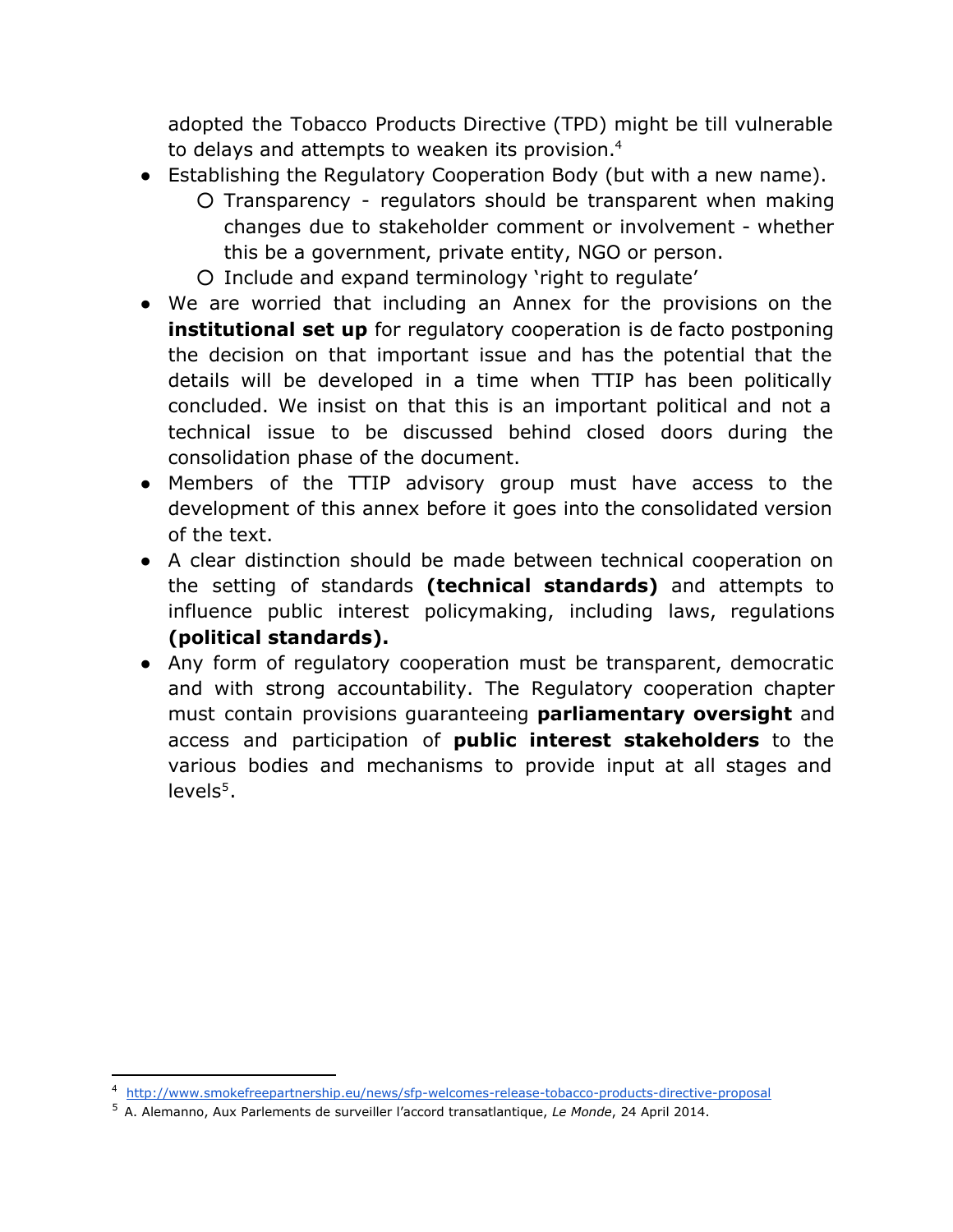adopted the Tobacco Products Directive (TPD) might be till vulnerable to delays and attempts to weaken its provision.[4]

- Establishing the Regulatory Cooperation Body (but with a new name).
  - Transparency - regulators should be transparent when making changes due to stakeholder comment or involvement - whether this be a government, private entity, NGO or person.
  - Include and expand terminology 'right to regulate'
- We are worried that including an Annex for the provisions on the **institutional set up** for regulatory cooperation is de facto postponing the decision on that important issue and has the potential that the details will be developed in a time when TTIP has been politically concluded. We insist on that this is an important political and not a technical issue to be discussed behind closed doors during the consolidation phase of the document.
- Members of the TTIP advisory group must have access to the development of this annex before it goes into the consolidated version of the text.
- A clear distinction should be made between technical cooperation on the setting of standards **(technical standards)** and attempts to influence public interest policymaking, including laws, regulations **(political standards).**
- Any form of regulatory cooperation must be transparent, democratic and with strong accountability. The Regulatory cooperation chapter must contain provisions guaranteeing **parliamentary oversight** and access and participation of **public interest stakeholders** to the various bodies and mechanisms to provide input at all stages and levels[5].

---

[4] http://www.smokefreepartnership.eu/news/sfp-welcomes-release-tobacco-products-directive-proposal

[5] A. Alemanno, Aux Parlements de surveiller l'accord transatlantique, *Le Monde*, 24 April 2014.